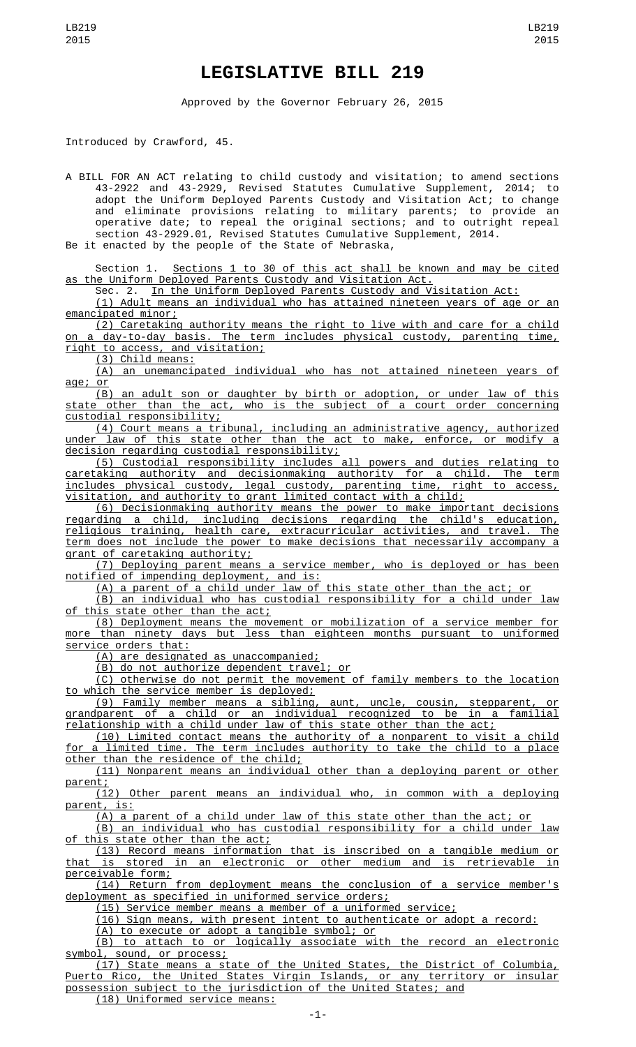# LEGISLATIVE BILL 219

Approved by the Governor February 26, 2015

Introduced by Crawford, 45.

A BILL FOR AN ACT relating to child custody and visitation; to amend sections 43-2922 and 43-2929, Revised Statutes Cumulative Supplement, 2014; to adopt the Uniform Deployed Parents Custody and Visitation Act; to change and eliminate provisions relating to military parents; to provide an operative date; to repeal the original sections; and to outright repeal section 43-2929.01, Revised Statutes Cumulative Supplement, 2014.

Be it enacted by the people of the State of Nebraska,

Section 1. Sections 1 to 30 of this act shall be known and may be cited as the Uniform Deployed Parents Custody and Visitation Act.

Sec. 2. In the Uniform Deployed Parents Custody and Visitation Act:

(1) Adult means an individual who has attained nineteen years of age or an emancipated minor;

(2) Caretaking authority means the right to live with and care for a child on a day-to-day basis. The term includes physical custody, parenting time, right to access, and visitation;

(3) Child means:

(A) an unemancipated individual who has not attained nineteen years of age; or

(B) an adult son or daughter by birth or adoption, or under law of this state other than the act, who is the subject of a court order concerning custodial responsibility;

(4) Court means a tribunal, including an administrative agency, authorized under law of this state other than the act to make, enforce, or modify a decision regarding custodial responsibility;

(5) Custodial responsibility includes all powers and duties relating to caretaking authority and decisionmaking authority for a child. The term includes physical custody, legal custody, parenting time, right to access, visitation, and authority to grant limited contact with a child;

(6) Decisionmaking authority means the power to make important decisions regarding a child, including decisions regarding the child's education, religious training, health care, extracurricular activities, and travel. The term does not include the power to make decisions that necessarily accompany a grant of caretaking authority;

(7) Deploying parent means a service member, who is deployed or has been notified of impending deployment, and is:

(A) a parent of a child under law of this state other than the act; or

(B) an individual who has custodial responsibility for a child under law of this state other than the act;

(8) Deployment means the movement or mobilization of a service member for more than ninety days but less than eighteen months pursuant to uniformed service orders that:

(A) are designated as unaccompanied;

(B) do not authorize dependent travel; or

(C) otherwise do not permit the movement of family members to the location to which the service member is deployed;

(9) Family member means a sibling, aunt, uncle, cousin, stepparent, or grandparent of a child or an individual recognized to be in a familial relationship with a child under law of this state other than the act;

(10) Limited contact means the authority of a nonparent to visit a child for a limited time. The term includes authority to take the child to a place other than the residence of the child;

(11) Nonparent means an individual other than a deploying parent or other parent;

(12) Other parent means an individual who, in common with a deploying parent, is:

(A) a parent of a child under law of this state other than the act; or

(B) an individual who has custodial responsibility for a child under law of this state other than the act;

(13) Record means information that is inscribed on a tangible medium or that is stored in an electronic or other medium and is retrievable in perceivable form;

(14) Return from deployment means the conclusion of a service member's deployment as specified in uniformed service orders;

(15) Service member means a member of a uniformed service;

(16) Sign means, with present intent to authenticate or adopt a record:

(A) to execute or adopt a tangible symbol; or

(B) to attach to or logically associate with the record an electronic symbol, sound, or process;

(17) State means a state of the United States, the District of Columbia, Puerto Rico, the United States Virgin Islands, or any territory or insular possession subject to the jurisdiction of the United States; and

(18) Uniformed service means: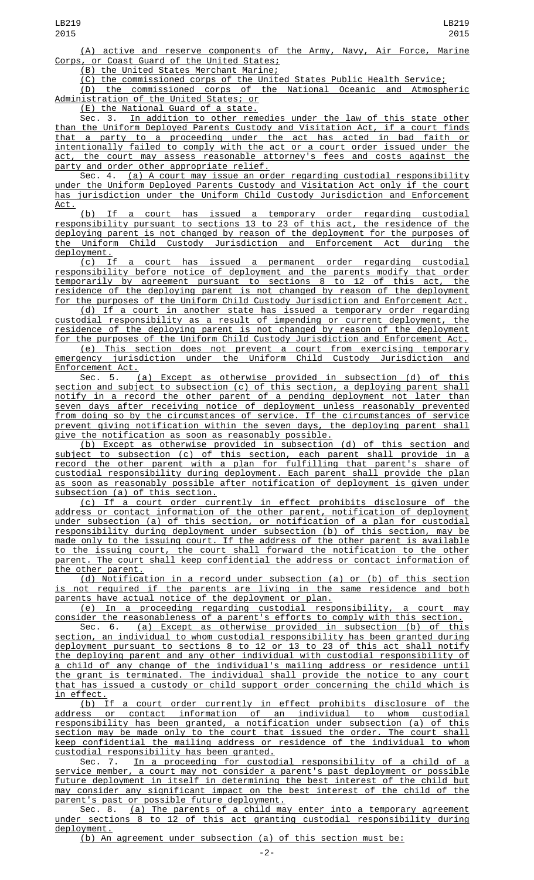(A) active and reserve components of the Army, Navy, Air Force, Marine Corps, or Coast Guard of the United States;

(B) the United States Merchant Marine;

(C) the commissioned corps of the United States Public Health Service;

(D) the commissioned corps of the National Oceanic and Atmospheric Administration of the United States; or

(E) the National Guard of a state.

Sec. 3. In addition to other remedies under the law of this state other than the Uniform Deployed Parents Custody and Visitation Act, if a court finds that a party to a proceeding under the act has acted in bad faith or intentionally failed to comply with the act or a court order issued under the act, the court may assess reasonable attorney's fees and costs against the party and order other appropriate relief.

Sec. 4. (a) A court may issue an order regarding custodial responsibility under the Uniform Deployed Parents Custody and Visitation Act only if the court has jurisdiction under the Uniform Child Custody Jurisdiction and Enforcement Act.

(b) If a court has issued a temporary order regarding custodial responsibility pursuant to sections 13 to 23 of this act, the residence of the deploying parent is not changed by reason of the deployment for the purposes of the Uniform Child Custody Jurisdiction and Enforcement Act during the deployment.

(c) If a court has issued a permanent order regarding custodial responsibility before notice of deployment and the parents modify that order temporarily by agreement pursuant to sections 8 to 12 of this act, the residence of the deploying parent is not changed by reason of the deployment for the purposes of the Uniform Child Custody Jurisdiction and Enforcement Act.

(d) If a court in another state has issued a temporary order regarding custodial responsibility as a result of impending or current deployment, the residence of the deploying parent is not changed by reason of the deployment for the purposes of the Uniform Child Custody Jurisdiction and Enforcement Act.

(e) This section does not prevent a court from exercising temporary emergency jurisdiction under the Uniform Child Custody Jurisdiction and Enforcement Act.

Sec. 5. (a) Except as otherwise provided in subsection (d) of this section and subject to subsection (c) of this section, a deploying parent shall notify in a record the other parent of a pending deployment not later than seven days after receiving notice of deployment unless reasonably prevented from doing so by the circumstances of service. If the circumstances of service prevent giving notification within the seven days, the deploying parent shall give the notification as soon as reasonably possible.

(b) Except as otherwise provided in subsection (d) of this section and subject to subsection (c) of this section, each parent shall provide in a record the other parent with a plan for fulfilling that parent's share of custodial responsibility during deployment. Each parent shall provide the plan as soon as reasonably possible after notification of deployment is given under subsection (a) of this section.

(c) If a court order currently in effect prohibits disclosure of the address or contact information of the other parent, notification of deployment under subsection (a) of this section, or notification of a plan for custodial responsibility during deployment under subsection (b) of this section, may be made only to the issuing court. If the address of the other parent is available to the issuing court, the court shall forward the notification to the other parent. The court shall keep confidential the address or contact information of the other parent.

(d) Notification in a record under subsection (a) or (b) of this section is not required if the parents are living in the same residence and both parents have actual notice of the deployment or plan.

(e) In a proceeding regarding custodial responsibility, a court may consider the reasonableness of a parent's efforts to comply with this section.

Sec. 6. (a) Except as otherwise provided in subsection (b) of this section, an individual to whom custodial responsibility has been granted during deployment pursuant to sections 8 to 12 or 13 to 23 of this act shall notify the deploying parent and any other individual with custodial responsibility of a child of any change of the individual's mailing address or residence until the grant is terminated. The individual shall provide the notice to any court that has issued a custody or child support order concerning the child which is in effect.

(b) If a court order currently in effect prohibits disclosure of the address or contact information of an individual to whom custodial responsibility has been granted, a notification under subsection (a) of this section may be made only to the court that issued the order. The court shall keep confidential the mailing address or residence of the individual to whom custodial responsibility has been granted.

Sec. 7. In a proceeding for custodial responsibility of a child of a service member, a court may not consider a parent's past deployment or possible future deployment in itself in determining the best interest of the child but may consider any significant impact on the best interest of the child of the parent's past or possible future deployment.

Sec. 8. (a) The parents of a child may enter into a temporary agreement under sections 8 to 12 of this act granting custodial responsibility during deployment.

(b) An agreement under subsection (a) of this section must be: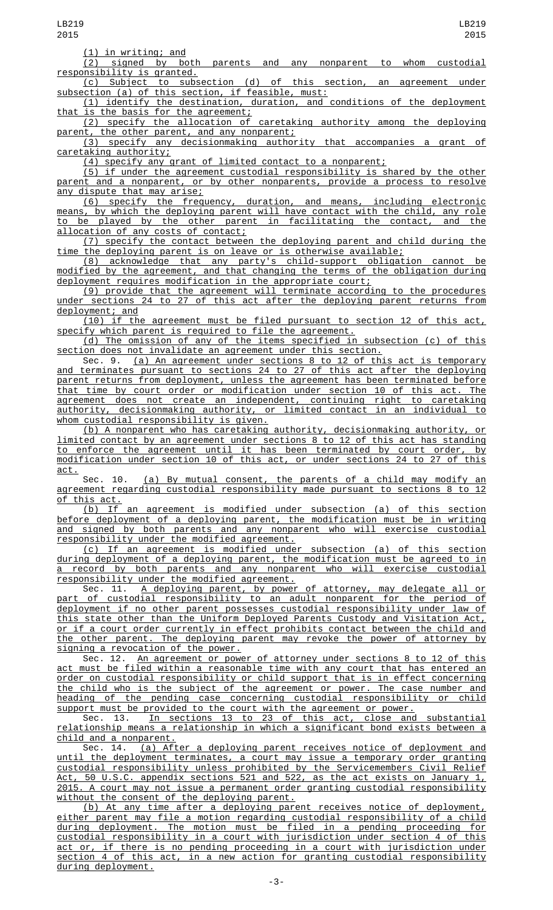(1) in writing; and

(2) signed by both parents and any nonparent to whom custodial responsibility is granted.

(c) Subject to subsection (d) of this section, an agreement under subsection (a) of this section, if feasible, must:

(1) identify the destination, duration, and conditions of the deployment that is the basis for the agreement;

(2) specify the allocation of caretaking authority among the deploying parent, the other parent, and any nonparent;

(3) specify any decisionmaking authority that accompanies a grant of caretaking authority;

(4) specify any grant of limited contact to a nonparent;

(5) if under the agreement custodial responsibility is shared by the other parent and a nonparent, or by other nonparents, provide a process to resolve any dispute that may arise;

(6) specify the frequency, duration, and means, including electronic means, by which the deploying parent will have contact with the child, any role to be played by the other parent in facilitating the contact, and the allocation of any costs of contact;

(7) specify the contact between the deploying parent and child during the time the deploying parent is on leave or is otherwise available;

(8) acknowledge that any party's child-support obligation cannot be modified by the agreement, and that changing the terms of the obligation during deployment requires modification in the appropriate court;

(9) provide that the agreement will terminate according to the procedures under sections 24 to 27 of this act after the deploying parent returns from deployment; and

(10) if the agreement must be filed pursuant to section 12 of this act, specify which parent is required to file the agreement.

(d) The omission of any of the items specified in subsection (c) of this section does not invalidate an agreement under this section.

Sec. 9. (a) An agreement under sections 8 to 12 of this act is temporary and terminates pursuant to sections 24 to 27 of this act after the deploying parent returns from deployment, unless the agreement has been terminated before that time by court order or modification under section 10 of this act. The agreement does not create an independent, continuing right to caretaking authority, decisionmaking authority, or limited contact in an individual to whom custodial responsibility is given.

(b) A nonparent who has caretaking authority, decisionmaking authority, or limited contact by an agreement under sections 8 to 12 of this act has standing to enforce the agreement until it has been terminated by court order, by modification under section 10 of this act, or under sections 24 to 27 of this act.

Sec. 10. (a) By mutual consent, the parents of a child may modify an agreement regarding custodial responsibility made pursuant to sections 8 to 12 of this act.

(b) If an agreement is modified under subsection (a) of this section before deployment of a deploying parent, the modification must be in writing and signed by both parents and any nonparent who will exercise custodial responsibility under the modified agreement.

(c) If an agreement is modified under subsection (a) of this section during deployment of a deploying parent, the modification must be agreed to in a record by both parents and any nonparent who will exercise custodial responsibility under the modified agreement.

Sec. 11. A deploying parent, by power of attorney, may delegate all or part of custodial responsibility to an adult nonparent for the period of deployment if no other parent possesses custodial responsibility under law of this state other than the Uniform Deployed Parents Custody and Visitation Act, or if a court order currently in effect prohibits contact between the child and the other parent. The deploying parent may revoke the power of attorney by signing a revocation of the power.

Sec. 12. An agreement or power of attorney under sections 8 to 12 of this act must be filed within a reasonable time with any court that has entered an order on custodial responsibility or child support that is in effect concerning the child who is the subject of the agreement or power. The case number and heading of the pending case concerning custodial responsibility or child support must be provided to the court with the agreement or power.

Sec. 13. In sections 13 to 23 of this act, close and substantial relationship means a relationship in which a significant bond exists between a child and a nonparent.

Sec. 14. (a) After a deploying parent receives notice of deployment and until the deployment terminates, a court may issue a temporary order granting custodial responsibility unless prohibited by the Servicemembers Civil Relief Act, 50 U.S.C. appendix sections 521 and 522, as the act exists on January 1, 2015. A court may not issue a permanent order granting custodial responsibility without the consent of the deploying parent.

(b) At any time after a deploying parent receives notice of deployment, either parent may file a motion regarding custodial responsibility of a child during deployment. The motion must be filed in a pending proceeding for custodial responsibility in a court with jurisdiction under section 4 of this act or, if there is no pending proceeding in a court with jurisdiction under section 4 of this act, in a new action for granting custodial responsibility during deployment.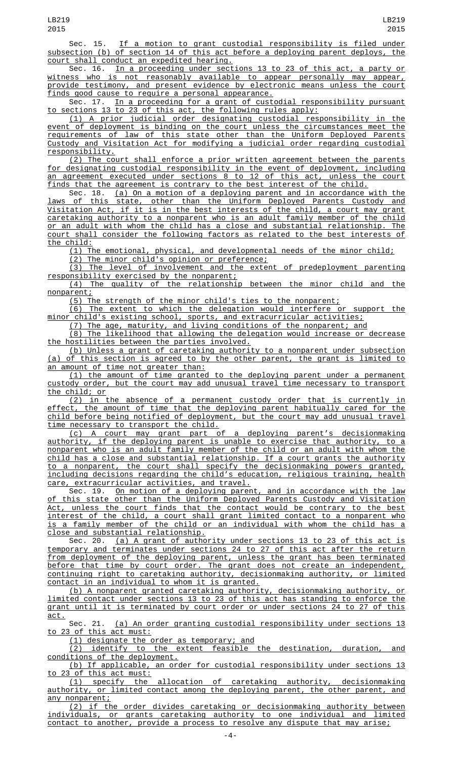Sec. 15. If a motion to grant custodial responsibility is filed under subsection (b) of section 14 of this act before a deploying parent deploys, the court shall conduct an expedited hearing.

Sec. 16. In a proceeding under sections 13 to 23 of this act, a party or witness who is not reasonably available to appear personally may appear, provide testimony, and present evidence by electronic means unless the court finds good cause to require a personal appearance.

Sec. 17. In a proceeding for a grant of custodial responsibility pursuant to sections 13 to 23 of this act, the following rules apply:

(1) A prior judicial order designating custodial responsibility in the event of deployment is binding on the court unless the circumstances meet the requirements of law of this state other than the Uniform Deployed Parents Custody and Visitation Act for modifying a judicial order regarding custodial responsibility.

(2) The court shall enforce a prior written agreement between the parents for designating custodial responsibility in the event of deployment, including an agreement executed under sections 8 to 12 of this act, unless the court finds that the agreement is contrary to the best interest of the child.

Sec. 18. (a) On a motion of a deploying parent and in accordance with the laws of this state, other than the Uniform Deployed Parents Custody and Visitation Act, if it is in the best interests of the child, a court may grant caretaking authority to a nonparent who is an adult family member of the child or an adult with whom the child has a close and substantial relationship. The court shall consider the following factors as related to the best interests of the child:

(1) The emotional, physical, and developmental needs of the minor child;

(2) The minor child's opinion or preference;

(3) The level of involvement and the extent of predeployment parenting responsibility exercised by the nonparent;

(4) The quality of the relationship between the minor child and the nonparent;

(5) The strength of the minor child's ties to the nonparent;

(6) The extent to which the delegation would interfere or support the minor child's existing school, sports, and extracurricular activities;

(7) The age, maturity, and living conditions of the nonparent; and

(8) The likelihood that allowing the delegation would increase or decrease the hostilities between the parties involved.

(b) Unless a grant of caretaking authority to a nonparent under subsection (a) of this section is agreed to by the other parent, the grant is limited to an amount of time not greater than:

(1) the amount of time granted to the deploying parent under a permanent custody order, but the court may add unusual travel time necessary to transport the child; or

(2) in the absence of a permanent custody order that is currently in effect, the amount of time that the deploying parent habitually cared for the child before being notified of deployment, but the court may add unusual travel time necessary to transport the child.

(c) A court may grant part of a deploying parent's decisionmaking authority, if the deploying parent is unable to exercise that authority, to a nonparent who is an adult family member of the child or an adult with whom the child has a close and substantial relationship. If a court grants the authority to a nonparent, the court shall specify the decisionmaking powers granted, including decisions regarding the child's education, religious training, health care, extracurricular activities, and travel.

Sec. 19. On motion of a deploying parent, and in accordance with the law of this state other than the Uniform Deployed Parents Custody and Visitation Act, unless the court finds that the contact would be contrary to the best interest of the child, a court shall grant limited contact to a nonparent who is a family member of the child or an individual with whom the child has a close and substantial relationship.

Sec. 20. (a) A grant of authority under sections 13 to 23 of this act is temporary and terminates under sections 24 to 27 of this act after the return from deployment of the deploying parent, unless the grant has been terminated before that time by court order. The grant does not create an independent, continuing right to caretaking authority, decisionmaking authority, or limited contact in an individual to whom it is granted.

(b) A nonparent granted caretaking authority, decisionmaking authority, or limited contact under sections 13 to 23 of this act has standing to enforce the grant until it is terminated by court order or under sections 24 to 27 of this act.

Sec. 21. (a) An order granting custodial responsibility under sections 13 to 23 of this act must:

(1) designate the order as temporary; and

(2) identify to the extent feasible the destination, duration, and conditions of the deployment.

(b) If applicable, an order for custodial responsibility under sections 13 to 23 of this act must:

(1) specify the allocation of caretaking authority, decisionmaking authority, or limited contact among the deploying parent, the other parent, and any nonparent;

(2) if the order divides caretaking or decisionmaking authority between individuals, or grants caretaking authority to one individual and limited contact to another, provide a process to resolve any dispute that may arise;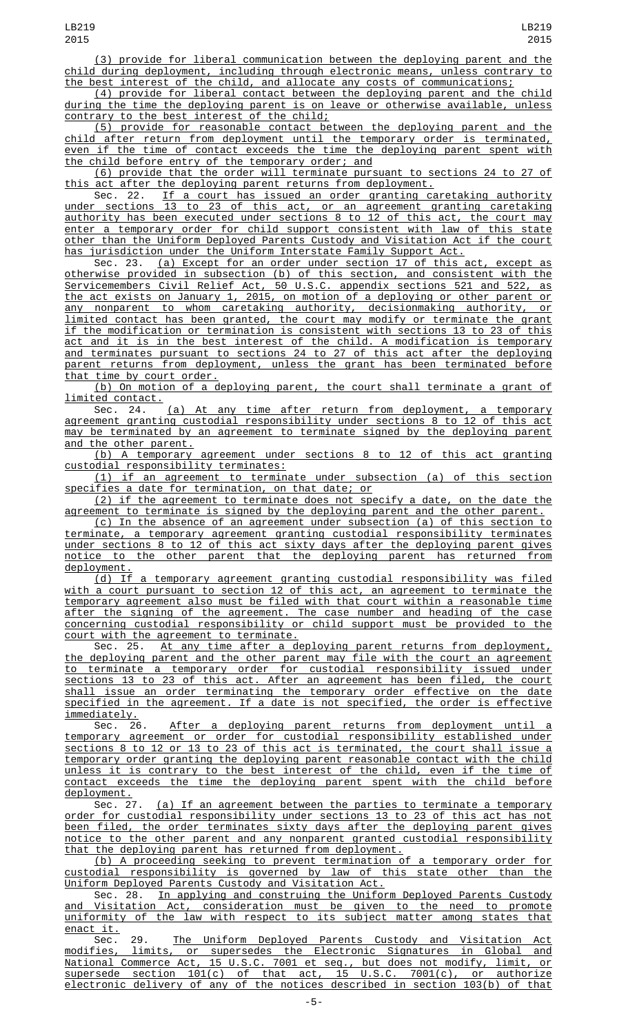(3) provide for liberal communication between the deploying parent and the child during deployment, including through electronic means, unless contrary to the best interest of the child, and allocate any costs of communications;

(4) provide for liberal contact between the deploying parent and the child during the time the deploying parent is on leave or otherwise available, unless contrary to the best interest of the child;

(5) provide for reasonable contact between the deploying parent and the child after return from deployment until the temporary order is terminated, even if the time of contact exceeds the time the deploying parent spent with the child before entry of the temporary order; and

(6) provide that the order will terminate pursuant to sections 24 to 27 of this act after the deploying parent returns from deployment.

Sec. 22. If a court has issued an order granting caretaking authority under sections 13 to 23 of this act, or an agreement granting caretaking authority has been executed under sections 8 to 12 of this act, the court may enter a temporary order for child support consistent with law of this state other than the Uniform Deployed Parents Custody and Visitation Act if the court has jurisdiction under the Uniform Interstate Family Support Act.

Sec. 23. (a) Except for an order under section 17 of this act, except as otherwise provided in subsection (b) of this section, and consistent with the Servicemembers Civil Relief Act, 50 U.S.C. appendix sections 521 and 522, as the act exists on January 1, 2015, on motion of a deploying or other parent or any nonparent to whom caretaking authority, decisionmaking authority, or limited contact has been granted, the court may modify or terminate the grant if the modification or termination is consistent with sections 13 to 23 of this act and it is in the best interest of the child. A modification is temporary and terminates pursuant to sections 24 to 27 of this act after the deploying parent returns from deployment, unless the grant has been terminated before that time by court order.

(b) On motion of a deploying parent, the court shall terminate a grant of limited contact.

Sec. 24. (a) At any time after return from deployment, a temporary agreement granting custodial responsibility under sections 8 to 12 of this act may be terminated by an agreement to terminate signed by the deploying parent and the other parent.

(b) A temporary agreement under sections 8 to 12 of this act granting custodial responsibility terminates:

(1) if an agreement to terminate under subsection (a) of this section specifies a date for termination, on that date; or

(2) if the agreement to terminate does not specify a date, on the date the agreement to terminate is signed by the deploying parent and the other parent.

(c) In the absence of an agreement under subsection (a) of this section to terminate, a temporary agreement granting custodial responsibility terminates under sections 8 to 12 of this act sixty days after the deploying parent gives notice to the other parent that the deploying parent has returned from deployment.

(d) If a temporary agreement granting custodial responsibility was filed with a court pursuant to section 12 of this act, an agreement to terminate the temporary agreement also must be filed with that court within a reasonable time after the signing of the agreement. The case number and heading of the case concerning custodial responsibility or child support must be provided to the court with the agreement to terminate.

Sec. 25. At any time after a deploying parent returns from deployment, the deploying parent and the other parent may file with the court an agreement to terminate a temporary order for custodial responsibility issued under sections 13 to 23 of this act. After an agreement has been filed, the court shall issue an order terminating the temporary order effective on the date specified in the agreement. If a date is not specified, the order is effective immediately.

Sec. 26. After a deploying parent returns from deployment until a temporary agreement or order for custodial responsibility established under sections 8 to 12 or 13 to 23 of this act is terminated, the court shall issue a temporary order granting the deploying parent reasonable contact with the child unless it is contrary to the best interest of the child, even if the time of contact exceeds the time the deploying parent spent with the child before deployment.

Sec. 27. (a) If an agreement between the parties to terminate a temporary order for custodial responsibility under sections 13 to 23 of this act has not been filed, the order terminates sixty days after the deploying parent gives notice to the other parent and any nonparent granted custodial responsibility that the deploying parent has returned from deployment.

(b) A proceeding seeking to prevent termination of a temporary order for custodial responsibility is governed by law of this state other than the Uniform Deployed Parents Custody and Visitation Act.

Sec. 28. In applying and construing the Uniform Deployed Parents Custody and Visitation Act, consideration must be given to the need to promote uniformity of the law with respect to its subject matter among states that enact it.

Sec. 29. The Uniform Deployed Parents Custody and Visitation Act modifies, limits, or supersedes the Electronic Signatures in Global and National Commerce Act, 15 U.S.C. 7001 et seq., but does not modify, limit, or supersede section 101(c) of that act, 15 U.S.C. 7001(c), or authorize electronic delivery of any of the notices described in section 103(b) of that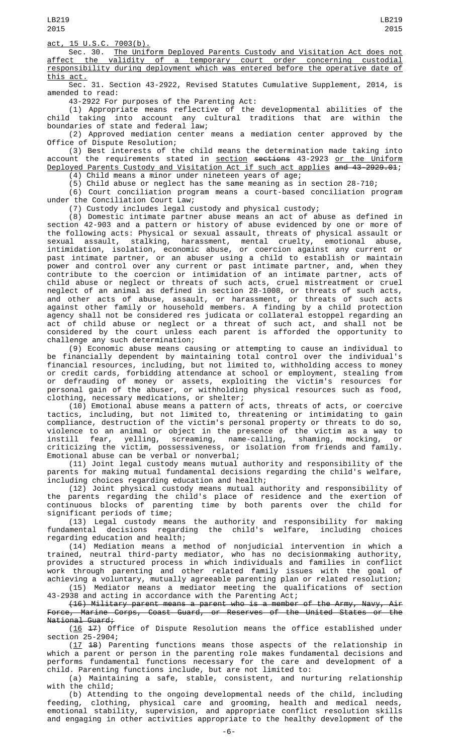<u>act, 15 U.S.C. 7003(b).</u>

Sec. 30. <u>The Uniform Deployed Parents Custody and Visitation Act does not affect the validity of a temporary court order concerning custodial responsibility during deployment which was entered before the operative date of this act.</u>

Sec. 31. Section 43-2922, Revised Statutes Cumulative Supplement, 2014, is amended to read:

43-2922 For purposes of the Parenting Act:

(1) Appropriate means reflective of the developmental abilities of the child taking into account any cultural traditions that are within the boundaries of state and federal law;

(2) Approved mediation center means a mediation center approved by the Office of Dispute Resolution;

(3) Best interests of the child means the determination made taking into account the requirements stated in <u>section</u> ~~sections~~ 43-2923 <u>or the Uniform Deployed Parents Custody and Visitation Act if such act applies</u> ~~and 43-2929.01~~;

(4) Child means a minor under nineteen years of age;

(5) Child abuse or neglect has the same meaning as in section 28-710;

(6) Court conciliation program means a court-based conciliation program under the Conciliation Court Law;

(7) Custody includes legal custody and physical custody;

(8) Domestic intimate partner abuse means an act of abuse as defined in section 42-903 and a pattern or history of abuse evidenced by one or more of the following acts: Physical or sexual assault, threats of physical assault or sexual assault, stalking, harassment, mental cruelty, emotional abuse, intimidation, isolation, economic abuse, or coercion against any current or past intimate partner, or an abuser using a child to establish or maintain power and control over any current or past intimate partner, and, when they contribute to the coercion or intimidation of an intimate partner, acts of child abuse or neglect or threats of such acts, cruel mistreatment or cruel neglect of an animal as defined in section 28-1008, or threats of such acts, and other acts of abuse, assault, or harassment, or threats of such acts against other family or household members. A finding by a child protection agency shall not be considered res judicata or collateral estoppel regarding an act of child abuse or neglect or a threat of such act, and shall not be considered by the court unless each parent is afforded the opportunity to challenge any such determination;

(9) Economic abuse means causing or attempting to cause an individual to be financially dependent by maintaining total control over the individual's financial resources, including, but not limited to, withholding access to money or credit cards, forbidding attendance at school or employment, stealing from or defrauding of money or assets, exploiting the victim's resources for personal gain of the abuser, or withholding physical resources such as food, clothing, necessary medications, or shelter;

(10) Emotional abuse means a pattern of acts, threats of acts, or coercive tactics, including, but not limited to, threatening or intimidating to gain compliance, destruction of the victim's personal property or threats to do so, violence to an animal or object in the presence of the victim as a way to instill fear, yelling, screaming, name-calling, shaming, mocking, or criticizing the victim, possessiveness, or isolation from friends and family. Emotional abuse can be verbal or nonverbal;

(11) Joint legal custody means mutual authority and responsibility of the parents for making mutual fundamental decisions regarding the child's welfare, including choices regarding education and health;

(12) Joint physical custody means mutual authority and responsibility of the parents regarding the child's place of residence and the exertion of continuous blocks of parenting time by both parents over the child for significant periods of time;

(13) Legal custody means the authority and responsibility for making fundamental decisions regarding the child's welfare, including choices regarding education and health;

(14) Mediation means a method of nonjudicial intervention in which a trained, neutral third-party mediator, who has no decisionmaking authority, provides a structured process in which individuals and families in conflict work through parenting and other related family issues with the goal of achieving a voluntary, mutually agreeable parenting plan or related resolution;

(15) Mediator means a mediator meeting the qualifications of section 43-2938 and acting in accordance with the Parenting Act;

~~(16) Military parent means a parent who is a member of the Army, Navy, Air Force, Marine Corps, Coast Guard, or Reserves of the United States or the National Guard;~~

(<u>16</u> ~~17~~) Office of Dispute Resolution means the office established under section 25-2904;

(<u>17</u> ~~18~~) Parenting functions means those aspects of the relationship in which a parent or person in the parenting role makes fundamental decisions and performs fundamental functions necessary for the care and development of a child. Parenting functions include, but are not limited to:

(a) Maintaining a safe, stable, consistent, and nurturing relationship with the child;

(b) Attending to the ongoing developmental needs of the child, including feeding, clothing, physical care and grooming, health and medical needs, emotional stability, supervision, and appropriate conflict resolution skills and engaging in other activities appropriate to the healthy development of the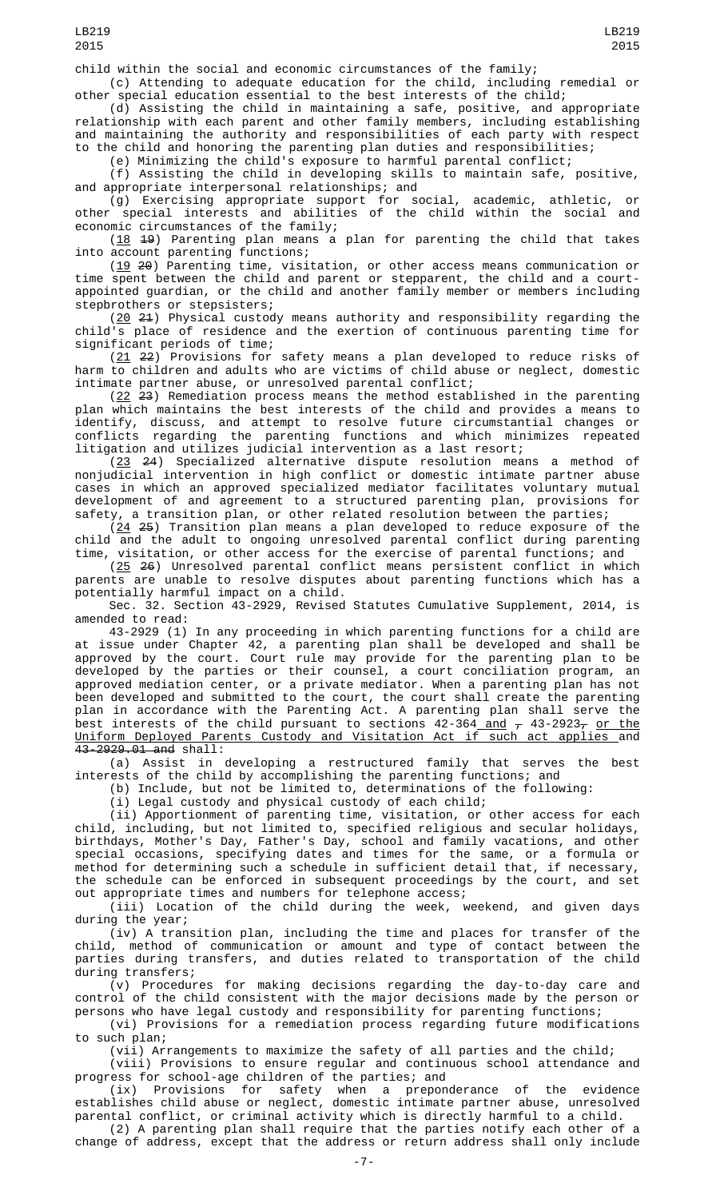child within the social and economic circumstances of the family;

(c) Attending to adequate education for the child, including remedial or other special education essential to the best interests of the child;

(d) Assisting the child in maintaining a safe, positive, and appropriate relationship with each parent and other family members, including establishing and maintaining the authority and responsibilities of each party with respect to the child and honoring the parenting plan duties and responsibilities;

(e) Minimizing the child's exposure to harmful parental conflict;

(f) Assisting the child in developing skills to maintain safe, positive, and appropriate interpersonal relationships; and

(g) Exercising appropriate support for social, academic, athletic, or other special interests and abilities of the child within the social and economic circumstances of the family;

(18 ~~19~~) Parenting plan means a plan for parenting the child that takes into account parenting functions;

(19 ~~20~~) Parenting time, visitation, or other access means communication or time spent between the child and parent or stepparent, the child and a court-appointed guardian, or the child and another family member or members including stepbrothers or stepsisters;

(20 ~~21~~) Physical custody means authority and responsibility regarding the child's place of residence and the exertion of continuous parenting time for significant periods of time;

(21 ~~22~~) Provisions for safety means a plan developed to reduce risks of harm to children and adults who are victims of child abuse or neglect, domestic intimate partner abuse, or unresolved parental conflict;

(22 ~~23~~) Remediation process means the method established in the parenting plan which maintains the best interests of the child and provides a means to identify, discuss, and attempt to resolve future circumstantial changes or conflicts regarding the parenting functions and which minimizes repeated litigation and utilizes judicial intervention as a last resort;

(23 ~~24~~) Specialized alternative dispute resolution means a method of nonjudicial intervention in high conflict or domestic intimate partner abuse cases in which an approved specialized mediator facilitates voluntary mutual development of and agreement to a structured parenting plan, provisions for safety, a transition plan, or other related resolution between the parties;

(24 ~~25~~) Transition plan means a plan developed to reduce exposure of the child and the adult to ongoing unresolved parental conflict during parenting time, visitation, or other access for the exercise of parental functions; and

(25 ~~26~~) Unresolved parental conflict means persistent conflict in which parents are unable to resolve disputes about parenting functions which has a potentially harmful impact on a child.

Sec. 32. Section 43-2929, Revised Statutes Cumulative Supplement, 2014, is amended to read:

43-2929 (1) In any proceeding in which parenting functions for a child are at issue under Chapter 42, a parenting plan shall be developed and shall be approved by the court. Court rule may provide for the parenting plan to be developed by the parties or their counsel, a court conciliation program, an approved mediation center, or a private mediator. When a parenting plan has not been developed and submitted to the court, the court shall create the parenting plan in accordance with the Parenting Act. A parenting plan shall serve the best interests of the child pursuant to sections 42-364 and ~~,~~ 43-2923~~,~~ or the Uniform Deployed Parents Custody and Visitation Act if such act applies and ~~43-2929.01 and~~ shall:

(a) Assist in developing a restructured family that serves the best interests of the child by accomplishing the parenting functions; and

(b) Include, but not be limited to, determinations of the following:

(i) Legal custody and physical custody of each child;

(ii) Apportionment of parenting time, visitation, or other access for each child, including, but not limited to, specified religious and secular holidays, birthdays, Mother's Day, Father's Day, school and family vacations, and other special occasions, specifying dates and times for the same, or a formula or method for determining such a schedule in sufficient detail that, if necessary, the schedule can be enforced in subsequent proceedings by the court, and set out appropriate times and numbers for telephone access;

(iii) Location of the child during the week, weekend, and given days during the year;

(iv) A transition plan, including the time and places for transfer of the child, method of communication or amount and type of contact between the parties during transfers, and duties related to transportation of the child during transfers;

(v) Procedures for making decisions regarding the day-to-day care and control of the child consistent with the major decisions made by the person or persons who have legal custody and responsibility for parenting functions;

(vi) Provisions for a remediation process regarding future modifications to such plan;

(vii) Arrangements to maximize the safety of all parties and the child;

(viii) Provisions to ensure regular and continuous school attendance and progress for school-age children of the parties; and

(ix) Provisions for safety when a preponderance of the evidence establishes child abuse or neglect, domestic intimate partner abuse, unresolved parental conflict, or criminal activity which is directly harmful to a child.

(2) A parenting plan shall require that the parties notify each other of a change of address, except that the address or return address shall only include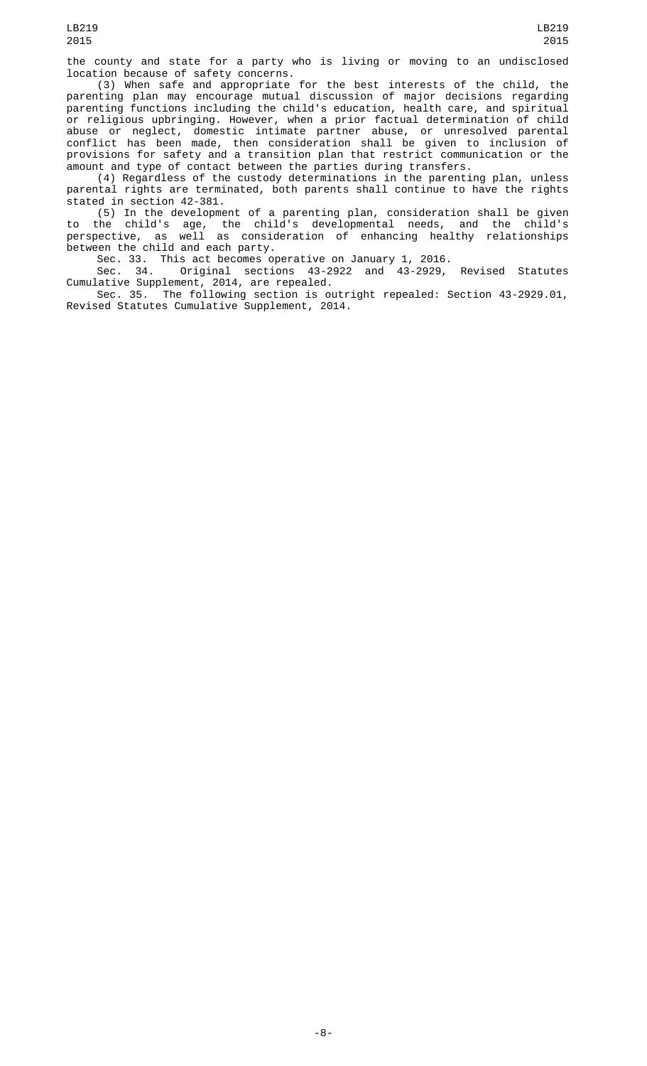the county and state for a party who is living or moving to an undisclosed location because of safety concerns.

(3) When safe and appropriate for the best interests of the child, the parenting plan may encourage mutual discussion of major decisions regarding parenting functions including the child's education, health care, and spiritual or religious upbringing. However, when a prior factual determination of child abuse or neglect, domestic intimate partner abuse, or unresolved parental conflict has been made, then consideration shall be given to inclusion of provisions for safety and a transition plan that restrict communication or the amount and type of contact between the parties during transfers.

(4) Regardless of the custody determinations in the parenting plan, unless parental rights are terminated, both parents shall continue to have the rights stated in section 42-381.

(5) In the development of a parenting plan, consideration shall be given to the child's age, the child's developmental needs, and the child's perspective, as well as consideration of enhancing healthy relationships between the child and each party.

Sec. 33. This act becomes operative on January 1, 2016.

Sec. 34. Original sections 43-2922 and 43-2929, Revised Statutes Cumulative Supplement, 2014, are repealed.

Sec. 35. The following section is outright repealed: Section 43-2929.01, Revised Statutes Cumulative Supplement, 2014.